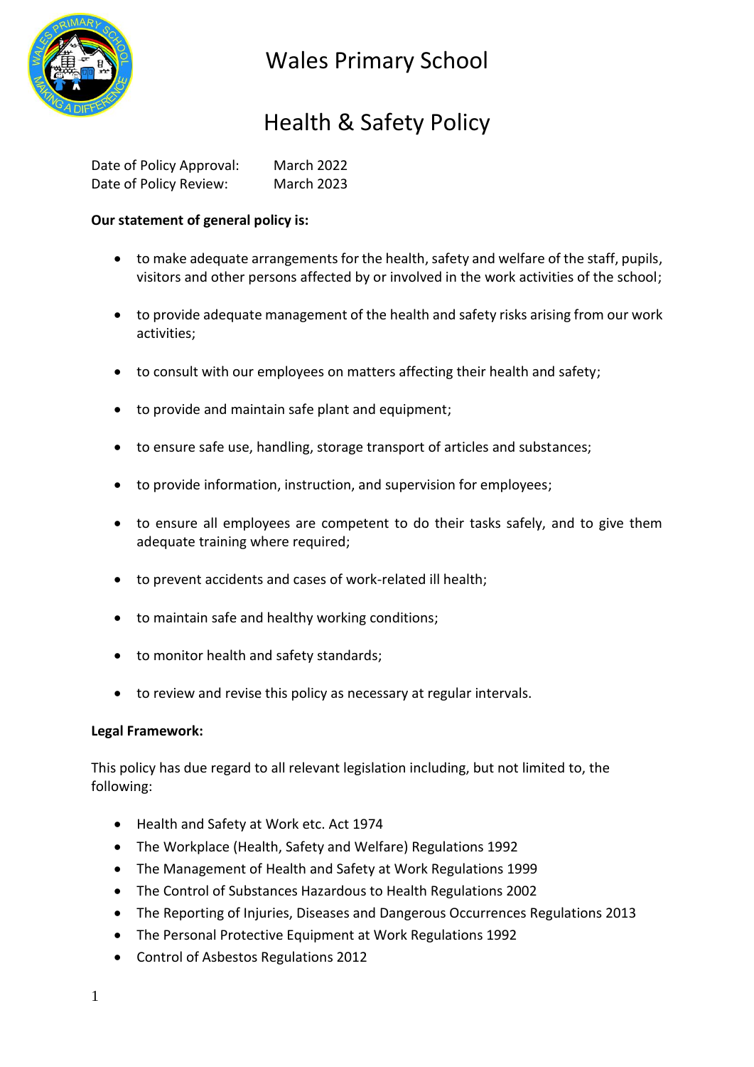# Wales Primary School

## Health & Safety Policy

Date of Policy Approval: March 2022
Date of Policy Review: March 2023

**Our statement of general policy is:**

- to make adequate arrangements for the health, safety and welfare of the staff, pupils, visitors and other persons affected by or involved in the work activities of the school;
- to provide adequate management of the health and safety risks arising from our work activities;
- to consult with our employees on matters affecting their health and safety;
- to provide and maintain safe plant and equipment;
- to ensure safe use, handling, storage transport of articles and substances;
- to provide information, instruction, and supervision for employees;
- to ensure all employees are competent to do their tasks safely, and to give them adequate training where required;
- to prevent accidents and cases of work-related ill health;
- to maintain safe and healthy working conditions;
- to monitor health and safety standards;
- to review and revise this policy as necessary at regular intervals.

**Legal Framework:**

This policy has due regard to all relevant legislation including, but not limited to, the following:

- Health and Safety at Work etc. Act 1974
- The Workplace (Health, Safety and Welfare) Regulations 1992
- The Management of Health and Safety at Work Regulations 1999
- The Control of Substances Hazardous to Health Regulations 2002
- The Reporting of Injuries, Diseases and Dangerous Occurrences Regulations 2013
- The Personal Protective Equipment at Work Regulations 1992
- Control of Asbestos Regulations 2012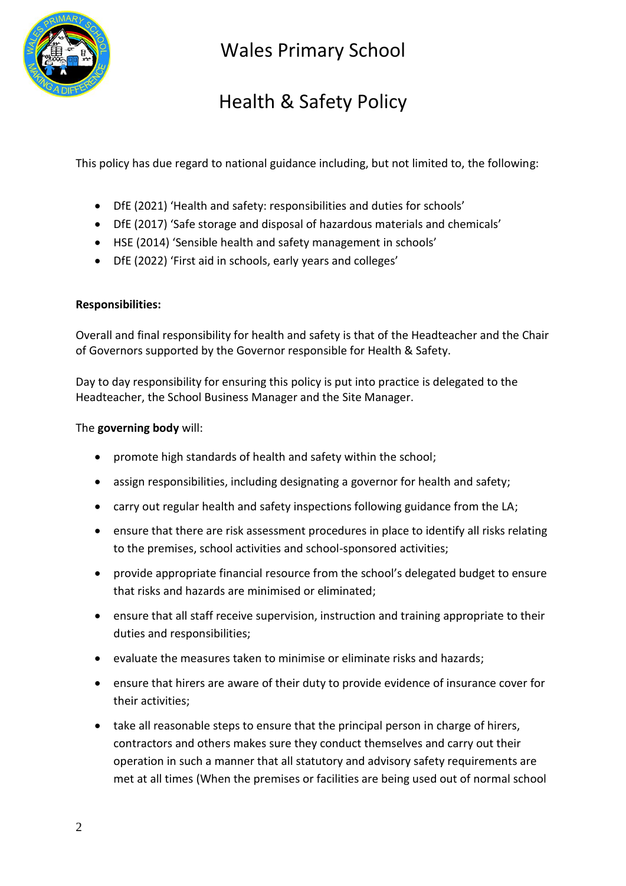# Wales Primary School

# Health & Safety Policy

This policy has due regard to national guidance including, but not limited to, the following:

- DfE (2021) 'Health and safety: responsibilities and duties for schools'
- DfE (2017) 'Safe storage and disposal of hazardous materials and chemicals'
- HSE (2014) 'Sensible health and safety management in schools'
- DfE (2022) 'First aid in schools, early years and colleges'

**Responsibilities:**

Overall and final responsibility for health and safety is that of the Headteacher and the Chair of Governors supported by the Governor responsible for Health & Safety.

Day to day responsibility for ensuring this policy is put into practice is delegated to the Headteacher, the School Business Manager and the Site Manager.

The **governing body** will:

- promote high standards of health and safety within the school;
- assign responsibilities, including designating a governor for health and safety;
- carry out regular health and safety inspections following guidance from the LA;
- ensure that there are risk assessment procedures in place to identify all risks relating to the premises, school activities and school-sponsored activities;
- provide appropriate financial resource from the school's delegated budget to ensure that risks and hazards are minimised or eliminated;
- ensure that all staff receive supervision, instruction and training appropriate to their duties and responsibilities;
- evaluate the measures taken to minimise or eliminate risks and hazards;
- ensure that hirers are aware of their duty to provide evidence of insurance cover for their activities;
- take all reasonable steps to ensure that the principal person in charge of hirers, contractors and others makes sure they conduct themselves and carry out their operation in such a manner that all statutory and advisory safety requirements are met at all times (When the premises or facilities are being used out of normal school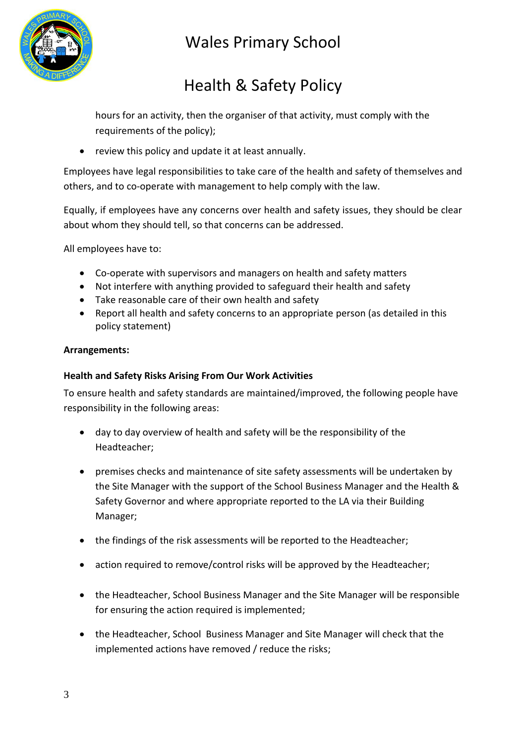hours for an activity, then the organiser of that activity, must comply with the requirements of the policy);

- review this policy and update it at least annually.

Employees have legal responsibilities to take care of the health and safety of themselves and others, and to co-operate with management to help comply with the law.

Equally, if employees have any concerns over health and safety issues, they should be clear about whom they should tell, so that concerns can be addressed.

All employees have to:

- Co-operate with supervisors and managers on health and safety matters
- Not interfere with anything provided to safeguard their health and safety
- Take reasonable care of their own health and safety
- Report all health and safety concerns to an appropriate person (as detailed in this policy statement)

**Arrangements:**

**Health and Safety Risks Arising From Our Work Activities**

To ensure health and safety standards are maintained/improved, the following people have responsibility in the following areas:

- day to day overview of health and safety will be the responsibility of the Headteacher;
- premises checks and maintenance of site safety assessments will be undertaken by the Site Manager with the support of the School Business Manager and the Health & Safety Governor and where appropriate reported to the LA via their Building Manager;
- the findings of the risk assessments will be reported to the Headteacher;
- action required to remove/control risks will be approved by the Headteacher;
- the Headteacher, School Business Manager and the Site Manager will be responsible for ensuring the action required is implemented;
- the Headteacher, School Business Manager and Site Manager will check that the implemented actions have removed / reduce the risks;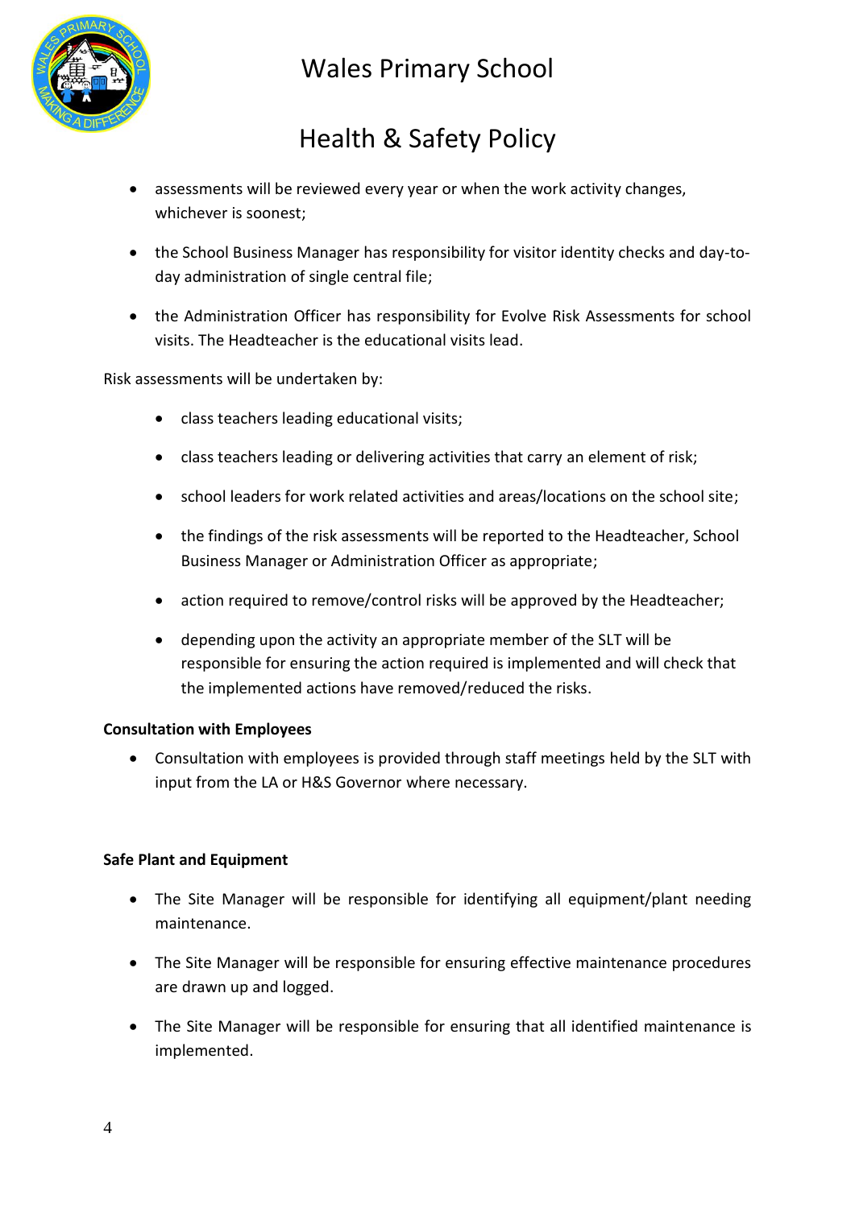- assessments will be reviewed every year or when the work activity changes, whichever is soonest;
- the School Business Manager has responsibility for visitor identity checks and day-to-day administration of single central file;
- the Administration Officer has responsibility for Evolve Risk Assessments for school visits. The Headteacher is the educational visits lead.

Risk assessments will be undertaken by:

- class teachers leading educational visits;
- class teachers leading or delivering activities that carry an element of risk;
- school leaders for work related activities and areas/locations on the school site;
- the findings of the risk assessments will be reported to the Headteacher, School Business Manager or Administration Officer as appropriate;
- action required to remove/control risks will be approved by the Headteacher;
- depending upon the activity an appropriate member of the SLT will be responsible for ensuring the action required is implemented and will check that the implemented actions have removed/reduced the risks.

**Consultation with Employees**

- Consultation with employees is provided through staff meetings held by the SLT with input from the LA or H&S Governor where necessary.

**Safe Plant and Equipment**

- The Site Manager will be responsible for identifying all equipment/plant needing maintenance.
- The Site Manager will be responsible for ensuring effective maintenance procedures are drawn up and logged.
- The Site Manager will be responsible for ensuring that all identified maintenance is implemented.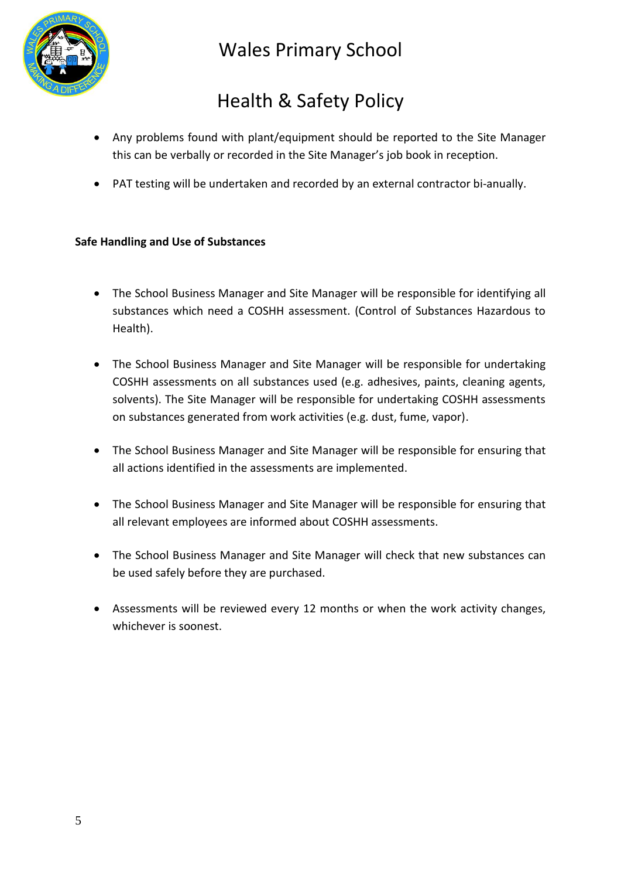- Any problems found with plant/equipment should be reported to the Site Manager this can be verbally or recorded in the Site Manager's job book in reception.
- PAT testing will be undertaken and recorded by an external contractor bi-anually.

**Safe Handling and Use of Substances**

- The School Business Manager and Site Manager will be responsible for identifying all substances which need a COSHH assessment. (Control of Substances Hazardous to Health).
- The School Business Manager and Site Manager will be responsible for undertaking COSHH assessments on all substances used (e.g. adhesives, paints, cleaning agents, solvents). The Site Manager will be responsible for undertaking COSHH assessments on substances generated from work activities (e.g. dust, fume, vapor).
- The School Business Manager and Site Manager will be responsible for ensuring that all actions identified in the assessments are implemented.
- The School Business Manager and Site Manager will be responsible for ensuring that all relevant employees are informed about COSHH assessments.
- The School Business Manager and Site Manager will check that new substances can be used safely before they are purchased.
- Assessments will be reviewed every 12 months or when the work activity changes, whichever is soonest.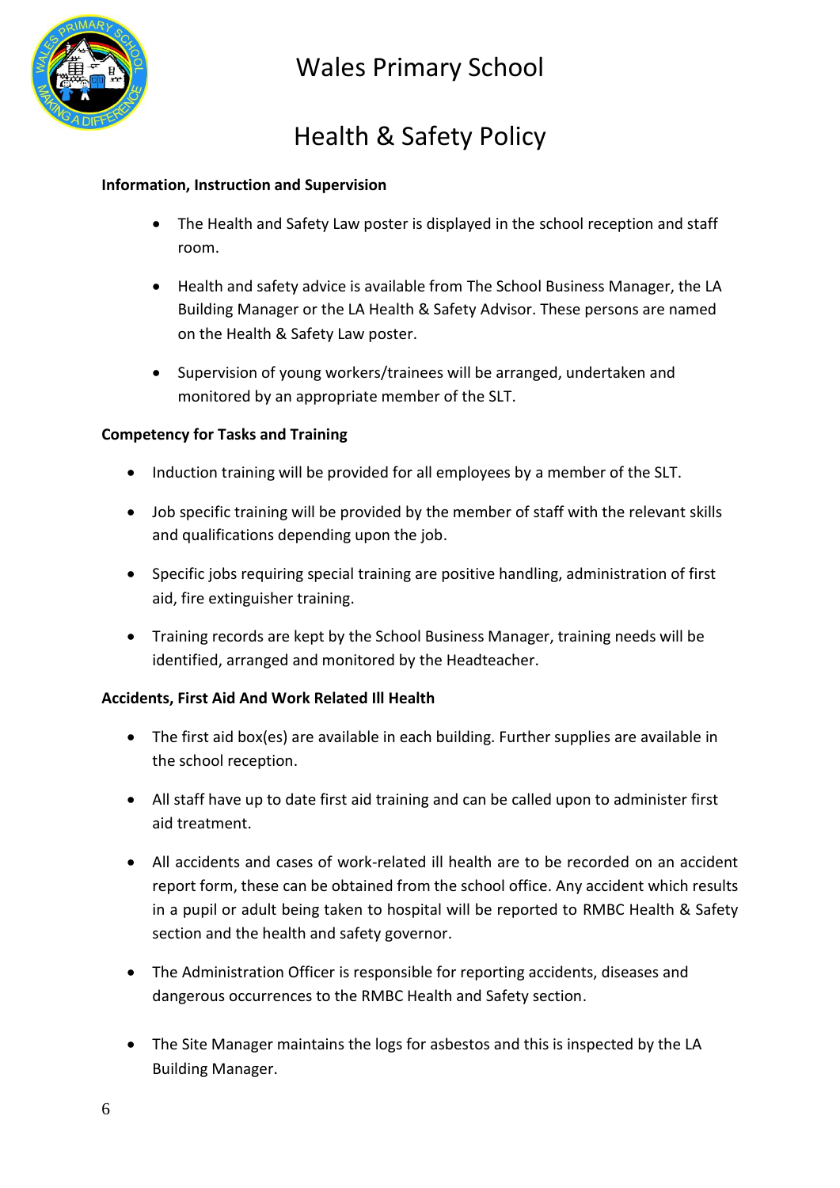**Information, Instruction and Supervision**

- The Health and Safety Law poster is displayed in the school reception and staff room.
- Health and safety advice is available from The School Business Manager, the LA Building Manager or the LA Health & Safety Advisor. These persons are named on the Health & Safety Law poster.
- Supervision of young workers/trainees will be arranged, undertaken and monitored by an appropriate member of the SLT.

**Competency for Tasks and Training**

- Induction training will be provided for all employees by a member of the SLT.
- Job specific training will be provided by the member of staff with the relevant skills and qualifications depending upon the job.
- Specific jobs requiring special training are positive handling, administration of first aid, fire extinguisher training.
- Training records are kept by the School Business Manager, training needs will be identified, arranged and monitored by the Headteacher.

**Accidents, First Aid And Work Related Ill Health**

- The first aid box(es) are available in each building. Further supplies are available in the school reception.
- All staff have up to date first aid training and can be called upon to administer first aid treatment.
- All accidents and cases of work-related ill health are to be recorded on an accident report form, these can be obtained from the school office. Any accident which results in a pupil or adult being taken to hospital will be reported to RMBC Health & Safety section and the health and safety governor.
- The Administration Officer is responsible for reporting accidents, diseases and dangerous occurrences to the RMBC Health and Safety section.
- The Site Manager maintains the logs for asbestos and this is inspected by the LA Building Manager.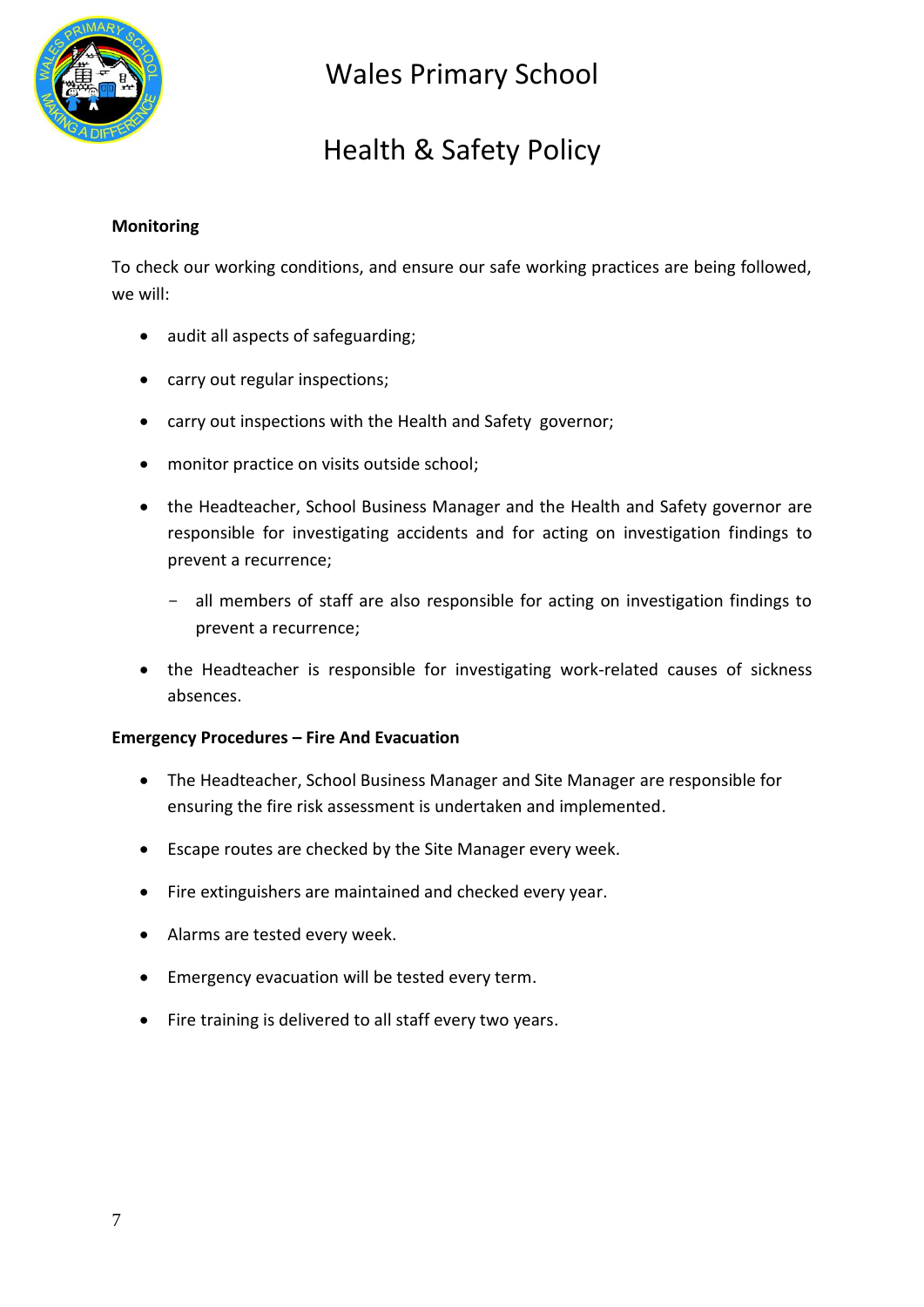**Monitoring**

To check our working conditions, and ensure our safe working practices are being followed, we will:

- audit all aspects of safeguarding;
- carry out regular inspections;
- carry out inspections with the Health and Safety governor;
- monitor practice on visits outside school;
- the Headteacher, School Business Manager and the Health and Safety governor are responsible for investigating accidents and for acting on investigation findings to prevent a recurrence;
  - all members of staff are also responsible for acting on investigation findings to prevent a recurrence;
- the Headteacher is responsible for investigating work-related causes of sickness absences.

**Emergency Procedures – Fire And Evacuation**

- The Headteacher, School Business Manager and Site Manager are responsible for ensuring the fire risk assessment is undertaken and implemented.
- Escape routes are checked by the Site Manager every week.
- Fire extinguishers are maintained and checked every year.
- Alarms are tested every week.
- Emergency evacuation will be tested every term.
- Fire training is delivered to all staff every two years.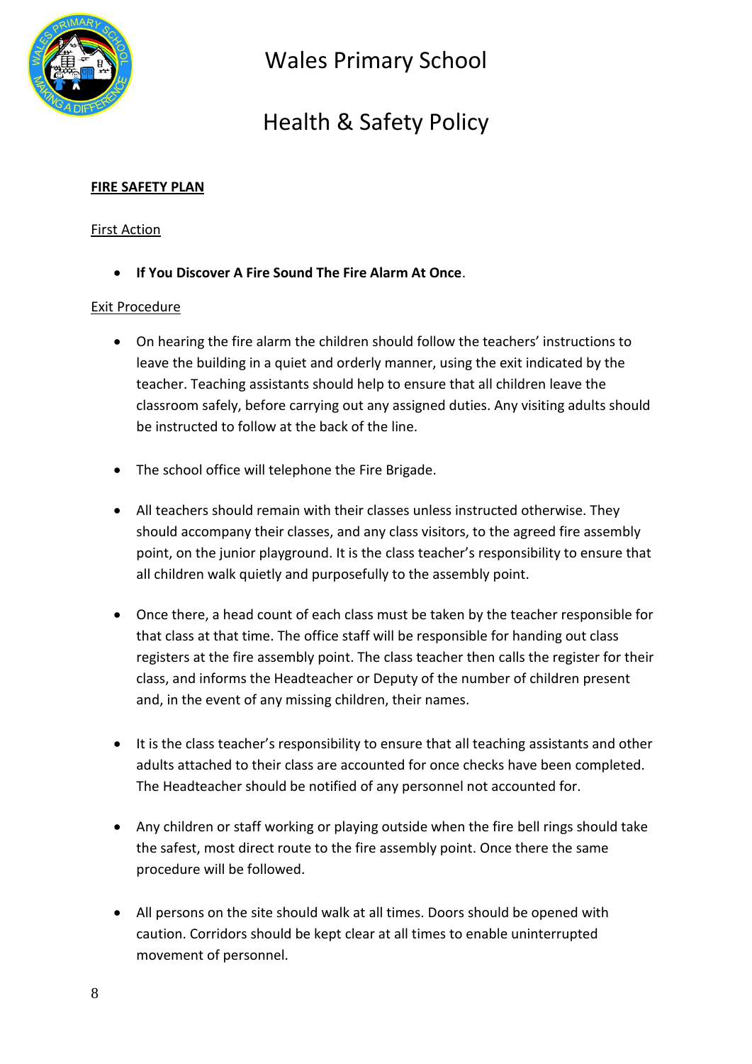**FIRE SAFETY PLAN**

First Action

- **If You Discover A Fire Sound The Fire Alarm At Once**.

Exit Procedure

- On hearing the fire alarm the children should follow the teachers' instructions to leave the building in a quiet and orderly manner, using the exit indicated by the teacher. Teaching assistants should help to ensure that all children leave the classroom safely, before carrying out any assigned duties. Any visiting adults should be instructed to follow at the back of the line.

- The school office will telephone the Fire Brigade.

- All teachers should remain with their classes unless instructed otherwise. They should accompany their classes, and any class visitors, to the agreed fire assembly point, on the junior playground. It is the class teacher's responsibility to ensure that all children walk quietly and purposefully to the assembly point.

- Once there, a head count of each class must be taken by the teacher responsible for that class at that time. The office staff will be responsible for handing out class registers at the fire assembly point. The class teacher then calls the register for their class, and informs the Headteacher or Deputy of the number of children present and, in the event of any missing children, their names.

- It is the class teacher's responsibility to ensure that all teaching assistants and other adults attached to their class are accounted for once checks have been completed. The Headteacher should be notified of any personnel not accounted for.

- Any children or staff working or playing outside when the fire bell rings should take the safest, most direct route to the fire assembly point. Once there the same procedure will be followed.

- All persons on the site should walk at all times. Doors should be opened with caution. Corridors should be kept clear at all times to enable uninterrupted movement of personnel.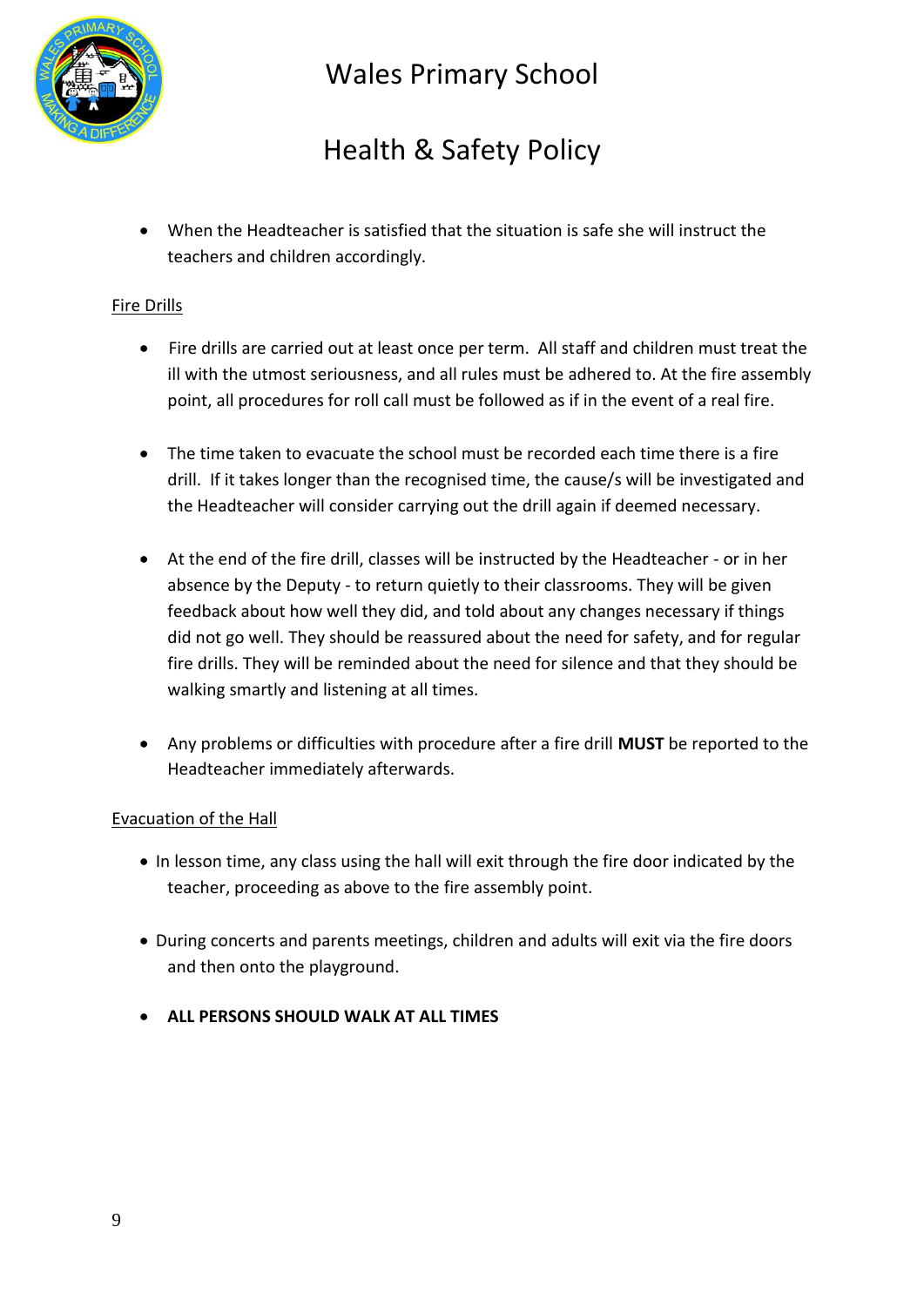- When the Headteacher is satisfied that the situation is safe she will instruct the teachers and children accordingly.

Fire Drills

- Fire drills are carried out at least once per term. All staff and children must treat the ill with the utmost seriousness, and all rules must be adhered to. At the fire assembly point, all procedures for roll call must be followed as if in the event of a real fire.

- The time taken to evacuate the school must be recorded each time there is a fire drill. If it takes longer than the recognised time, the cause/s will be investigated and the Headteacher will consider carrying out the drill again if deemed necessary.

- At the end of the fire drill, classes will be instructed by the Headteacher - or in her absence by the Deputy - to return quietly to their classrooms. They will be given feedback about how well they did, and told about any changes necessary if things did not go well. They should be reassured about the need for safety, and for regular fire drills. They will be reminded about the need for silence and that they should be walking smartly and listening at all times.

- Any problems or difficulties with procedure after a fire drill **MUST** be reported to the Headteacher immediately afterwards.

Evacuation of the Hall

- In lesson time, any class using the hall will exit through the fire door indicated by the teacher, proceeding as above to the fire assembly point.

- During concerts and parents meetings, children and adults will exit via the fire doors and then onto the playground.

- **ALL PERSONS SHOULD WALK AT ALL TIMES**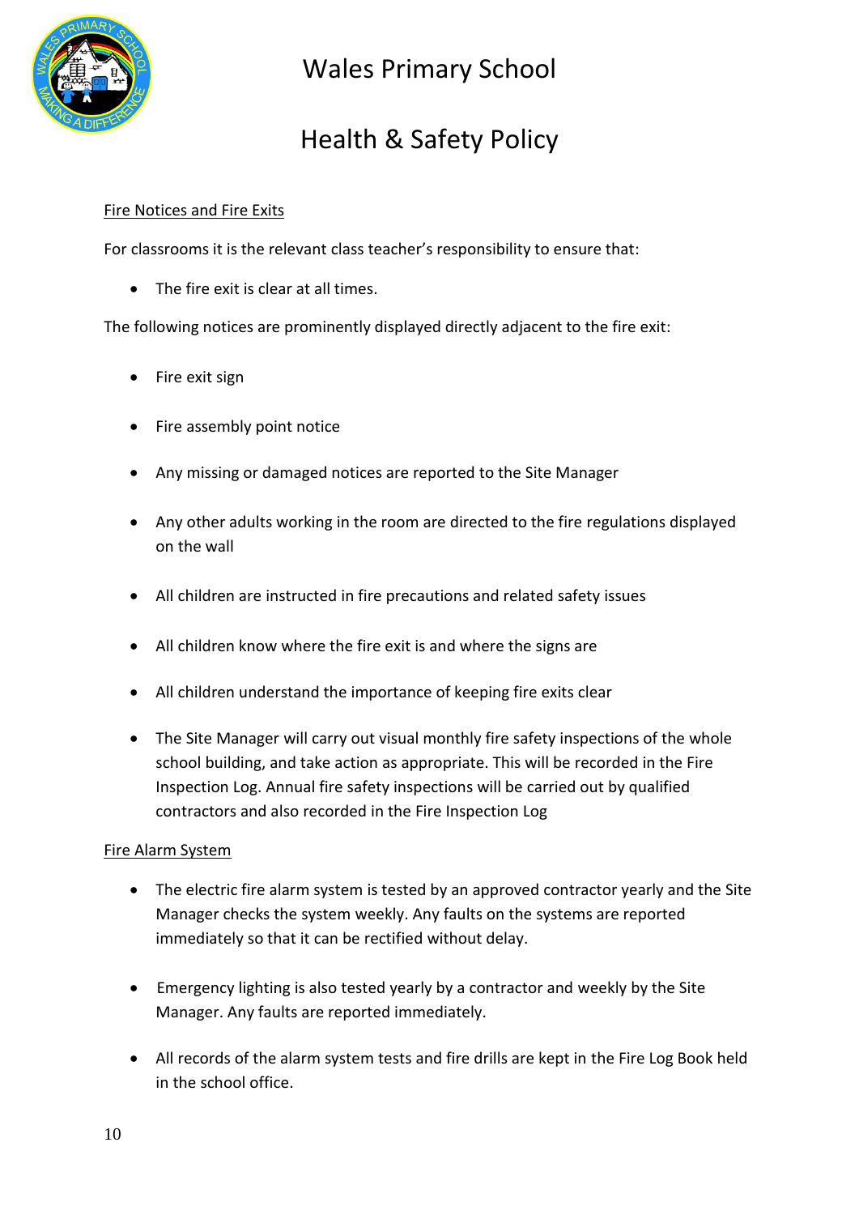# Wales Primary School

# Health & Safety Policy

## Fire Notices and Fire Exits

For classrooms it is the relevant class teacher's responsibility to ensure that:

- The fire exit is clear at all times.

The following notices are prominently displayed directly adjacent to the fire exit:

- Fire exit sign
- Fire assembly point notice
- Any missing or damaged notices are reported to the Site Manager
- Any other adults working in the room are directed to the fire regulations displayed on the wall
- All children are instructed in fire precautions and related safety issues
- All children know where the fire exit is and where the signs are
- All children understand the importance of keeping fire exits clear
- The Site Manager will carry out visual monthly fire safety inspections of the whole school building, and take action as appropriate. This will be recorded in the Fire Inspection Log. Annual fire safety inspections will be carried out by qualified contractors and also recorded in the Fire Inspection Log

## Fire Alarm System

- The electric fire alarm system is tested by an approved contractor yearly and the Site Manager checks the system weekly. Any faults on the systems are reported immediately so that it can be rectified without delay.
- Emergency lighting is also tested yearly by a contractor and weekly by the Site Manager. Any faults are reported immediately.
- All records of the alarm system tests and fire drills are kept in the Fire Log Book held in the school office.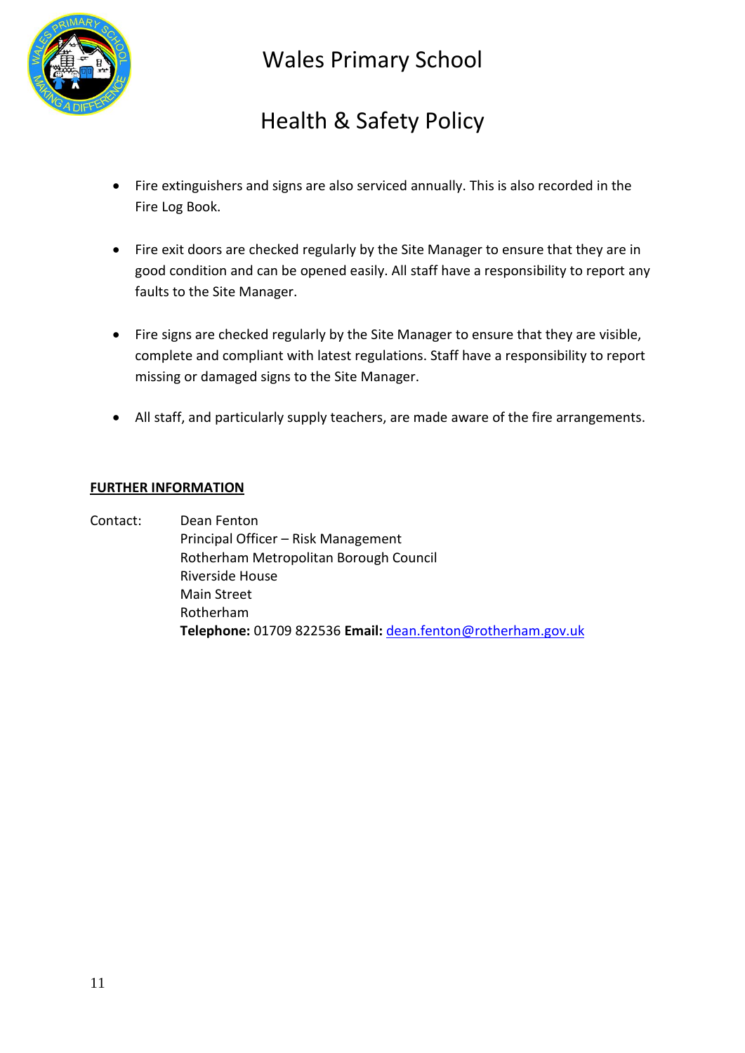- Fire extinguishers and signs are also serviced annually. This is also recorded in the Fire Log Book.

- Fire exit doors are checked regularly by the Site Manager to ensure that they are in good condition and can be opened easily. All staff have a responsibility to report any faults to the Site Manager.

- Fire signs are checked regularly by the Site Manager to ensure that they are visible, complete and compliant with latest regulations. Staff have a responsibility to report missing or damaged signs to the Site Manager.

- All staff, and particularly supply teachers, are made aware of the fire arrangements.

## FURTHER INFORMATION

Contact: Dean Fenton
Principal Officer – Risk Management
Rotherham Metropolitan Borough Council
Riverside House
Main Street
Rotherham
**Telephone:** 01709 822536 **Email:** dean.fenton@rotherham.gov.uk